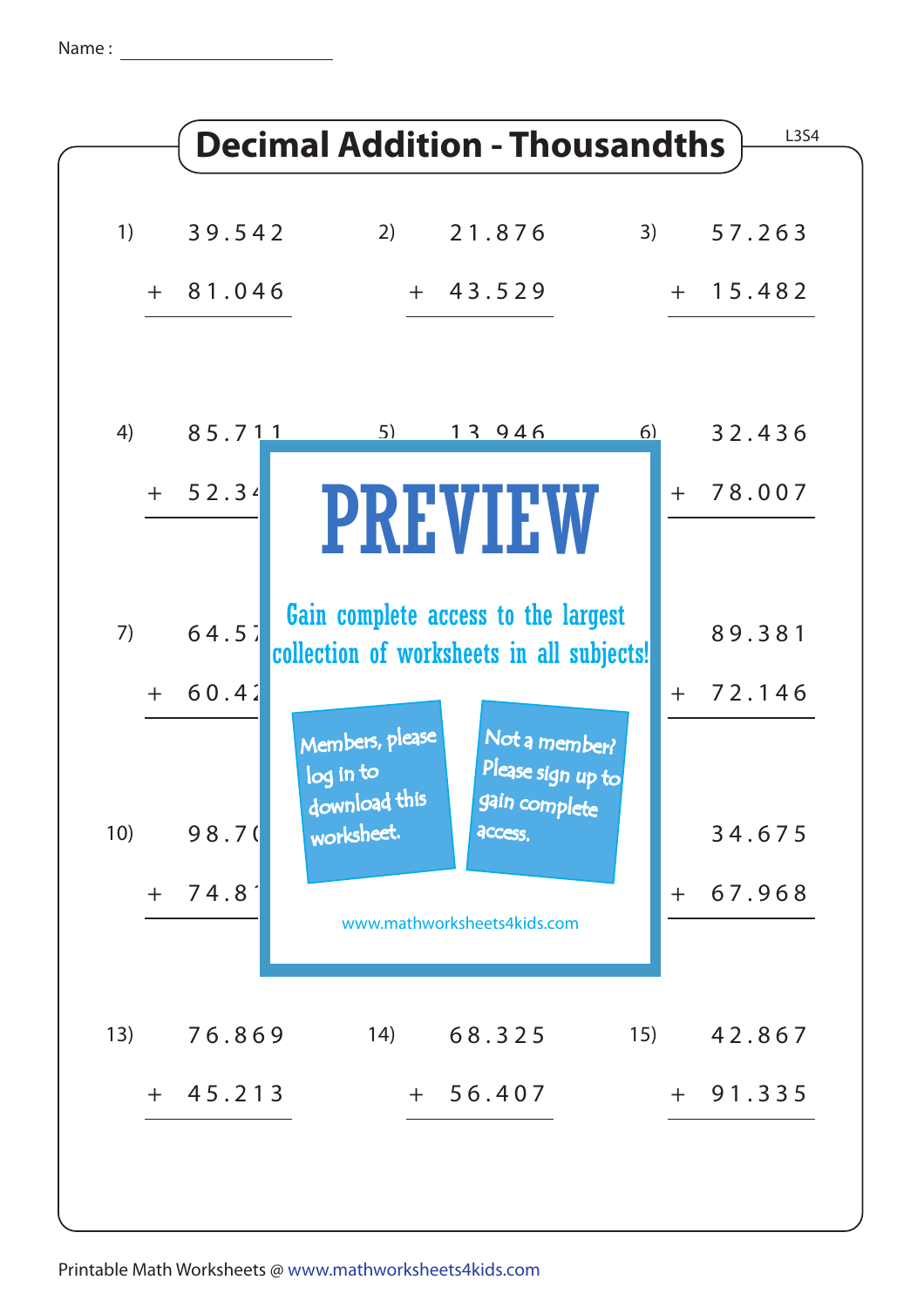Name : ____________________

# Decimal Addition - Thousandths

L3S4

1) $39.542 + 81.046$

2) $21.876 + 43.529$

3) $57.263 + 15.482$

4) $85.711 + 52.34$

5) $13.946$

6) $32.436 + 78.007$

7) $64.57 + 60.42$

9) $89.381 + 72.146$

10) $98.70 + 74.81$

12) $34.675 + 67.968$

13) $76.869 + 45.213$

14) $68.325 + 56.407$

15) $42.867 + 91.335$

PREVIEW

Gain complete access to the largest collection of worksheets in all subjects!

Members, please log in to download this worksheet.

Not a member? Please sign up to gain complete access.

www.mathworksheets4kids.com

Printable Math Worksheets @ www.mathworksheets4kids.com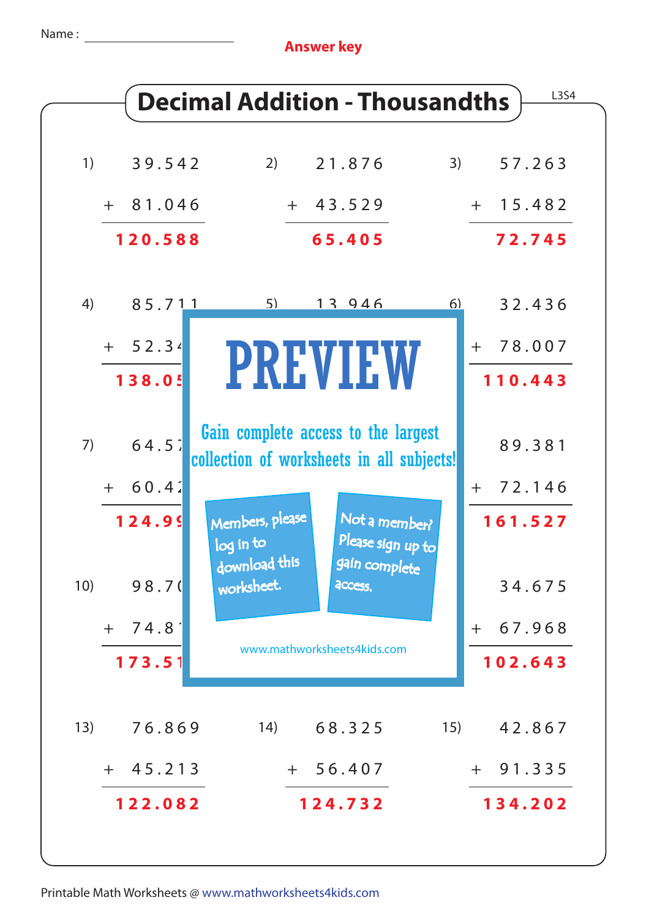Name : ____________________

**Answer key**

# Decimal Addition - Thousandths

L3S4

1) 39.542 + 81.046 = **120.588**

2) 21.876 + 43.529 = **65.405**

3) 57.263 + 15.482 = **72.745**

4) 85.711 + 52.34 = **138.05**

5) 13.946

6) 32.436 + 78.007 = **110.443**

7) 64.57 + 60.42 = **124.99**

8)

9) 89.381 + 72.146 = **161.527**

10) 98.70 + 74.81 = **173.51**

11)

12) 34.675 + 67.968 = **102.643**

13) 76.869 + 45.213 = **122.082**

14) 68.325 + 56.407 = **124.732**

15) 42.867 + 91.335 = **134.202**

PREVIEW

Gain complete access to the largest collection of worksheets in all subjects!

Members, please log in to download this worksheet.

Not a member? Please sign up to gain complete access.

www.mathworksheets4kids.com

Printable Math Worksheets @ www.mathworksheets4kids.com